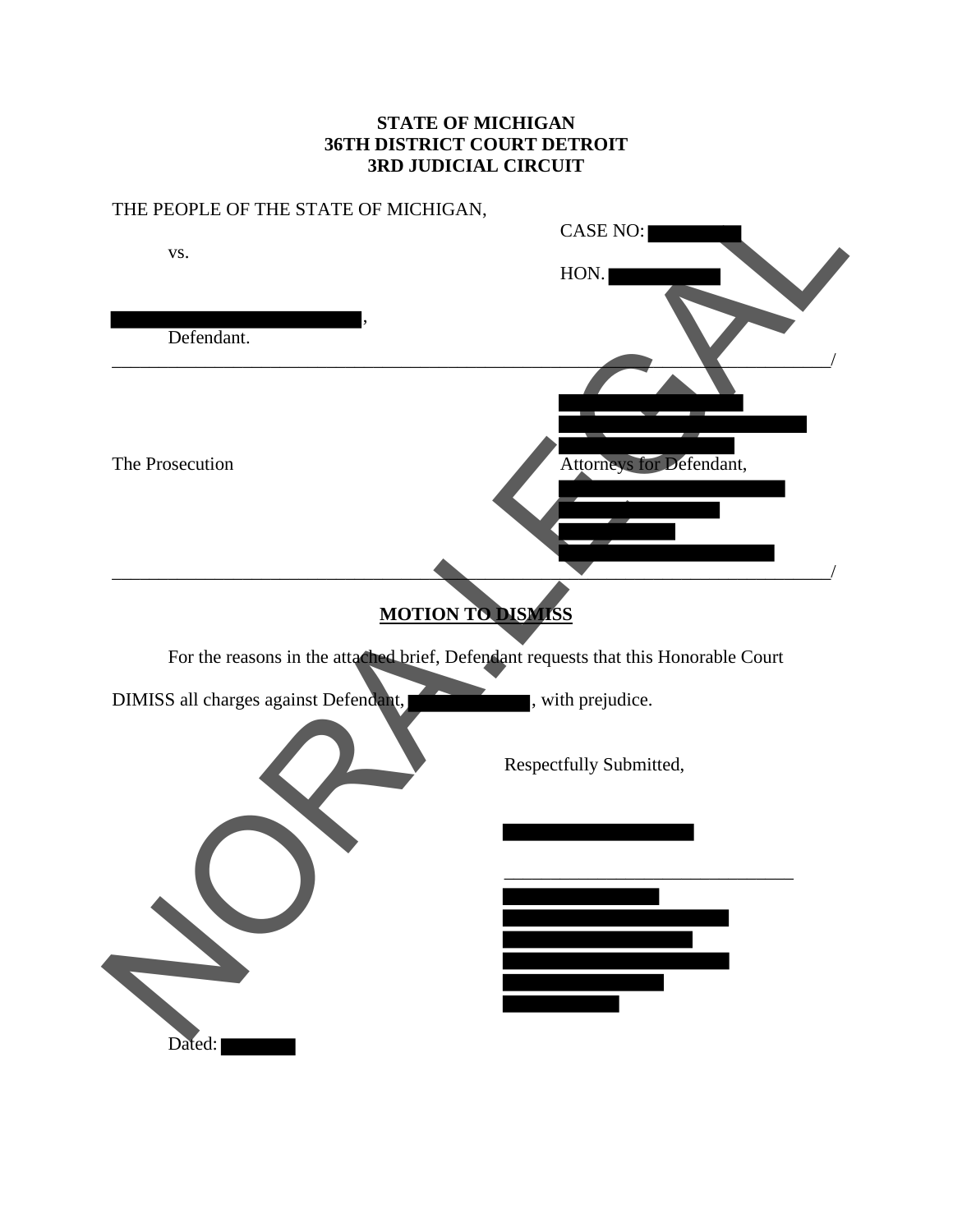**STATE OF MICHIGAN**
**36TH DISTRICT COURT DETROIT**
**3RD JUDICIAL CIRCUIT**

THE PEOPLE OF THE STATE OF MICHIGAN,

CASE NO:

vs.

HON.

,
Defendant.

_______________________________________________________________________________/

The Prosecution

Attorneys for Defendant,

_______________________________________________________________________________/

**MOTION TO DISMISS**

For the reasons in the attached brief, Defendant requests that this Honorable Court DIMISS all charges against Defendant, , with prejudice.

Respectfully Submitted,

______________________________

Dated: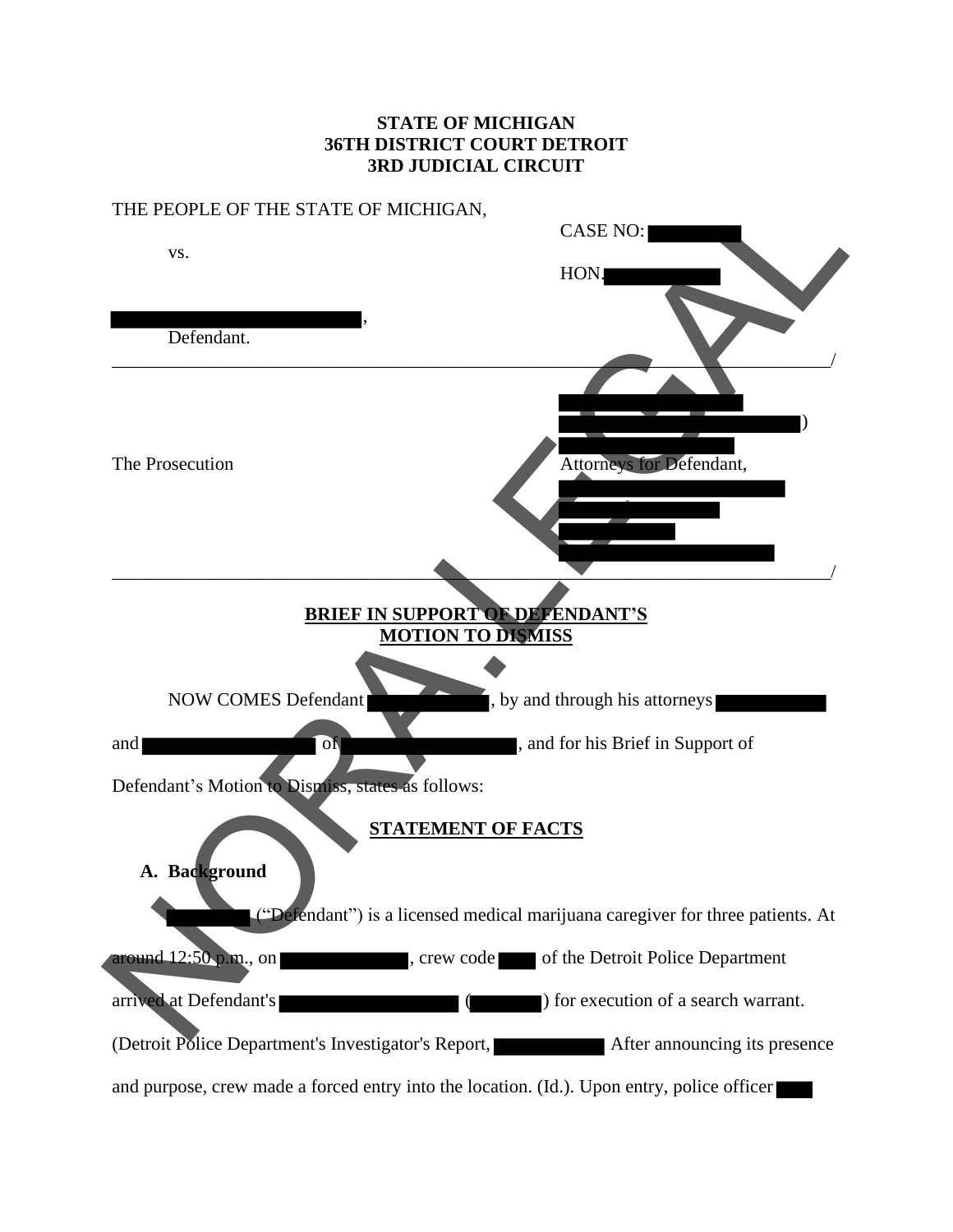**STATE OF MICHIGAN**
**36TH DISTRICT COURT DETROIT**
**3RD JUDICIAL CIRCUIT**

THE PEOPLE OF THE STATE OF MICHIGAN,

CASE NO: ██████

vs.

HON. ██████

██████████████,

Defendant.

_______________________________________________/

██████████
██████████████)
██████████

The Prosecution

Attorneys for Defendant,
██████████████
██████████
██████
██████████████

_______________________________________________/

**BRIEF IN SUPPORT OF DEFENDANT'S MOTION TO DISMISS**

NOW COMES Defendant ██████, by and through his attorneys ██████ and ██████████ of ██████████, and for his Brief in Support of Defendant's Motion to Dismiss, states as follows:

**STATEMENT OF FACTS**

**A. Background**

██████ ("Defendant") is a licensed medical marijuana caregiver for three patients. At around 12:50 p.m., on ██████, crew code ██ of the Detroit Police Department arrived at Defendant's ██████████ (██████) for execution of a search warrant. (Detroit Police Department's Investigator's Report, ██████ After announcing its presence and purpose, crew made a forced entry into the location. (Id.). Upon entry, police officer ██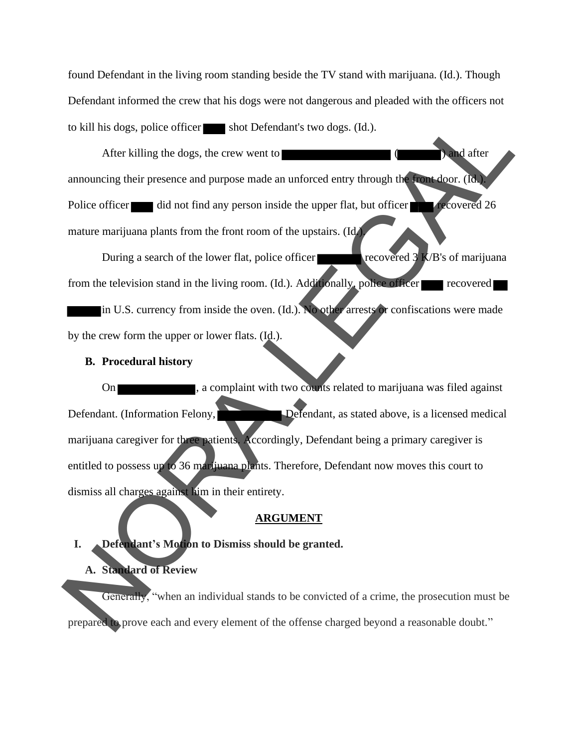found Defendant in the living room standing beside the TV stand with marijuana. (Id.). Though Defendant informed the crew that his dogs were not dangerous and pleaded with the officers not to kill his dogs, police officer ████ shot Defendant's two dogs. (Id.).

After killing the dogs, the crew went to ████████████████ (███████) and after announcing their presence and purpose made an unforced entry through the front door. (Id.). Police officer ████ did not find any person inside the upper flat, but officer ████ recovered 26 mature marijuana plants from the front room of the upstairs. (Id.).

During a search of the lower flat, police officer ███████ recovered 3 K/B's of marijuana from the television stand in the living room. (Id.). Additionally, police officer ████ recovered ██ █████ in U.S. currency from inside the oven. (Id.). No other arrests or confiscations were made by the crew form the upper or lower flats. (Id.).

**B. Procedural history**

On ████████████, a complaint with two counts related to marijuana was filed against Defendant. (Information Felony, ██████████ Defendant, as stated above, is a licensed medical marijuana caregiver for three patients. Accordingly, Defendant being a primary caregiver is entitled to possess up to 36 marijuana plants. Therefore, Defendant now moves this court to dismiss all charges against him in their entirety.

**ARGUMENT**

**I. Defendant's Motion to Dismiss should be granted.**

**A. Standard of Review**

Generally, "when an individual stands to be convicted of a crime, the prosecution must be prepared to prove each and every element of the offense charged beyond a reasonable doubt."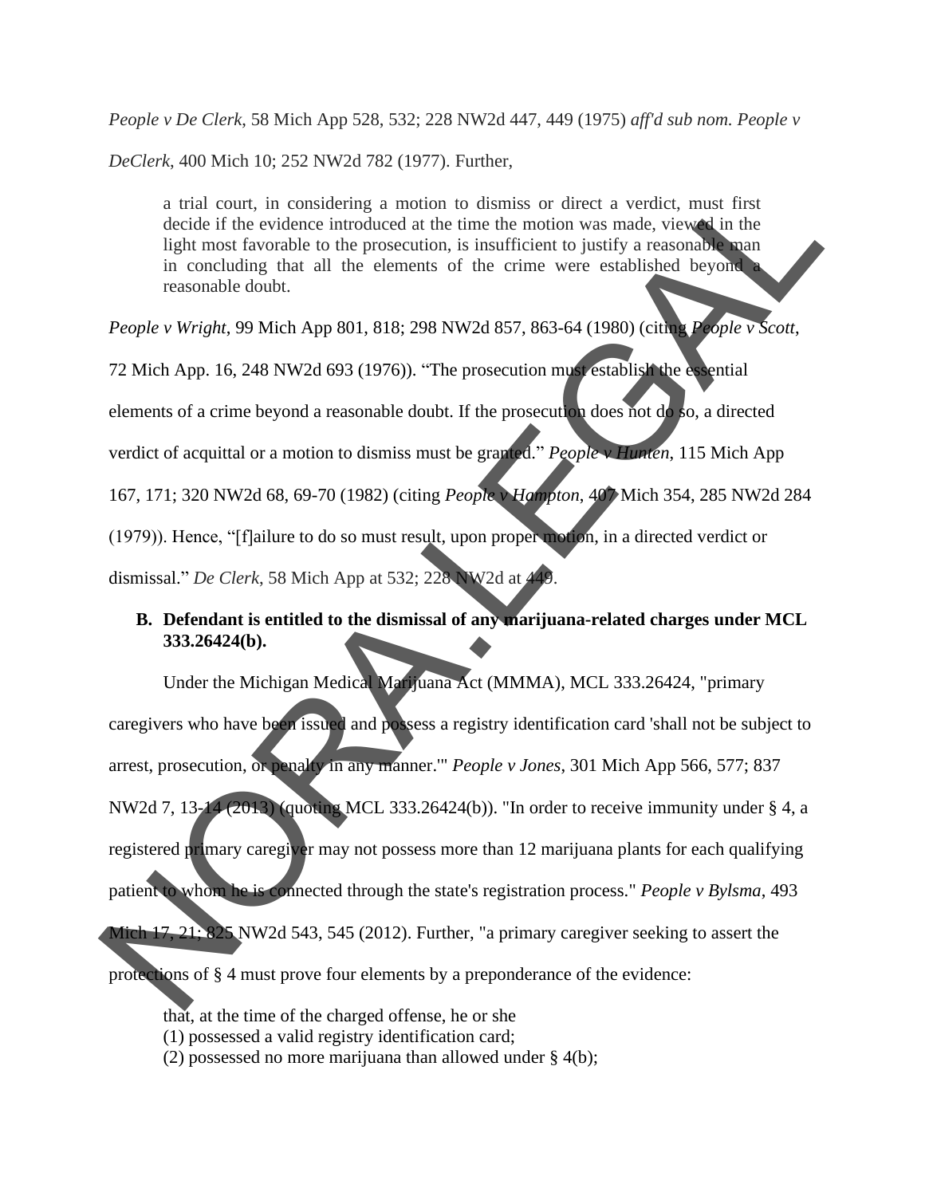*People v De Clerk*, 58 Mich App 528, 532; 228 NW2d 447, 449 (1975) *aff'd sub nom. People v DeClerk*, 400 Mich 10; 252 NW2d 782 (1977). Further,

> a trial court, in considering a motion to dismiss or direct a verdict, must first decide if the evidence introduced at the time the motion was made, viewed in the light most favorable to the prosecution, is insufficient to justify a reasonable man in concluding that all the elements of the crime were established beyond a reasonable doubt.

*People v Wright*, 99 Mich App 801, 818; 298 NW2d 857, 863-64 (1980) (citing *People v Scott*, 72 Mich App. 16, 248 NW2d 693 (1976)). "The prosecution must establish the essential elements of a crime beyond a reasonable doubt. If the prosecution does not do so, a directed verdict of acquittal or a motion to dismiss must be granted." *People v Hunten*, 115 Mich App 167, 171; 320 NW2d 68, 69-70 (1982) (citing *People v Hampton*, 407 Mich 354, 285 NW2d 284 (1979)). Hence, "[f]ailure to do so must result, upon proper motion, in a directed verdict or dismissal." *De Clerk*, 58 Mich App at 532; 228 NW2d at 449.

**B. Defendant is entitled to the dismissal of any marijuana-related charges under MCL 333.26424(b).**

Under the Michigan Medical Marijuana Act (MMMA), MCL 333.26424, "primary caregivers who have been issued and possess a registry identification card 'shall not be subject to arrest, prosecution, or penalty in any manner.'" *People v Jones*, 301 Mich App 566, 577; 837 NW2d 7, 13-14 (2013) (quoting MCL 333.26424(b)). "In order to receive immunity under § 4, a registered primary caregiver may not possess more than 12 marijuana plants for each qualifying patient to whom he is connected through the state's registration process." *People v Bylsma*, 493 Mich 17, 21; 825 NW2d 543, 545 (2012). Further, "a primary caregiver seeking to assert the protections of § 4 must prove four elements by a preponderance of the evidence:

> that, at the time of the charged offense, he or she
> (1) possessed a valid registry identification card;
> (2) possessed no more marijuana than allowed under § 4(b);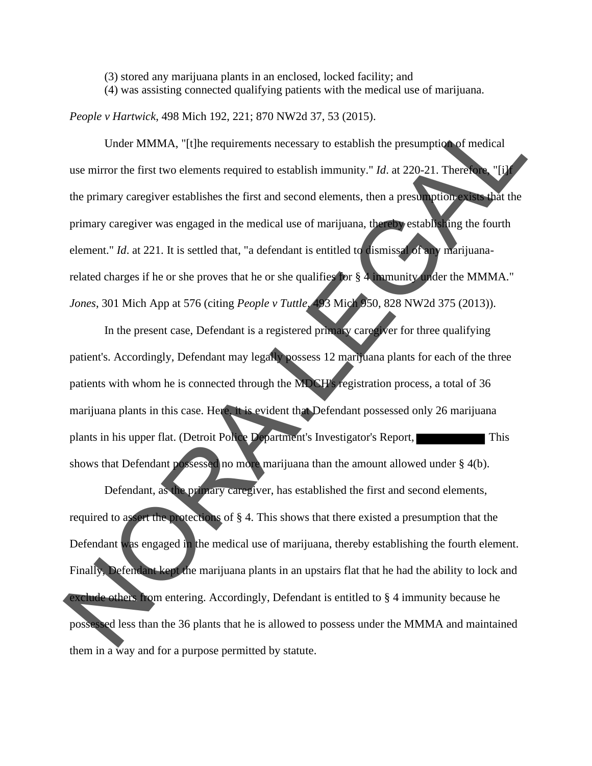(3) stored any marijuana plants in an enclosed, locked facility; and
(4) was assisting connected qualifying patients with the medical use of marijuana.

*People v Hartwick*, 498 Mich 192, 221; 870 NW2d 37, 53 (2015).

Under MMMA, "[t]he requirements necessary to establish the presumption of medical use mirror the first two elements required to establish immunity." *Id*. at 220-21. Therefore, "[i]f the primary caregiver establishes the first and second elements, then a presumption exists that the primary caregiver was engaged in the medical use of marijuana, thereby establishing the fourth element." *Id*. at 221. It is settled that, "a defendant is entitled to dismissal of any marijuana-related charges if he or she proves that he or she qualifies for § 4 immunity under the MMMA." *Jones*, 301 Mich App at 576 (citing *People v Tuttle*, 493 Mich 950, 828 NW2d 375 (2013)).

In the present case, Defendant is a registered primary caregiver for three qualifying patient's. Accordingly, Defendant may legally possess 12 marijuana plants for each of the three patients with whom he is connected through the MDCH's registration process, a total of 36 marijuana plants in this case. Here, it is evident that Defendant possessed only 26 marijuana plants in his upper flat. (Detroit Police Department's Investigator's Report, ██████ This shows that Defendant possessed no more marijuana than the amount allowed under § 4(b).

Defendant, as the primary caregiver, has established the first and second elements, required to assert the protections of § 4. This shows that there existed a presumption that the Defendant was engaged in the medical use of marijuana, thereby establishing the fourth element. Finally, Defendant kept the marijuana plants in an upstairs flat that he had the ability to lock and exclude others from entering. Accordingly, Defendant is entitled to § 4 immunity because he possessed less than the 36 plants that he is allowed to possess under the MMMA and maintained them in a way and for a purpose permitted by statute.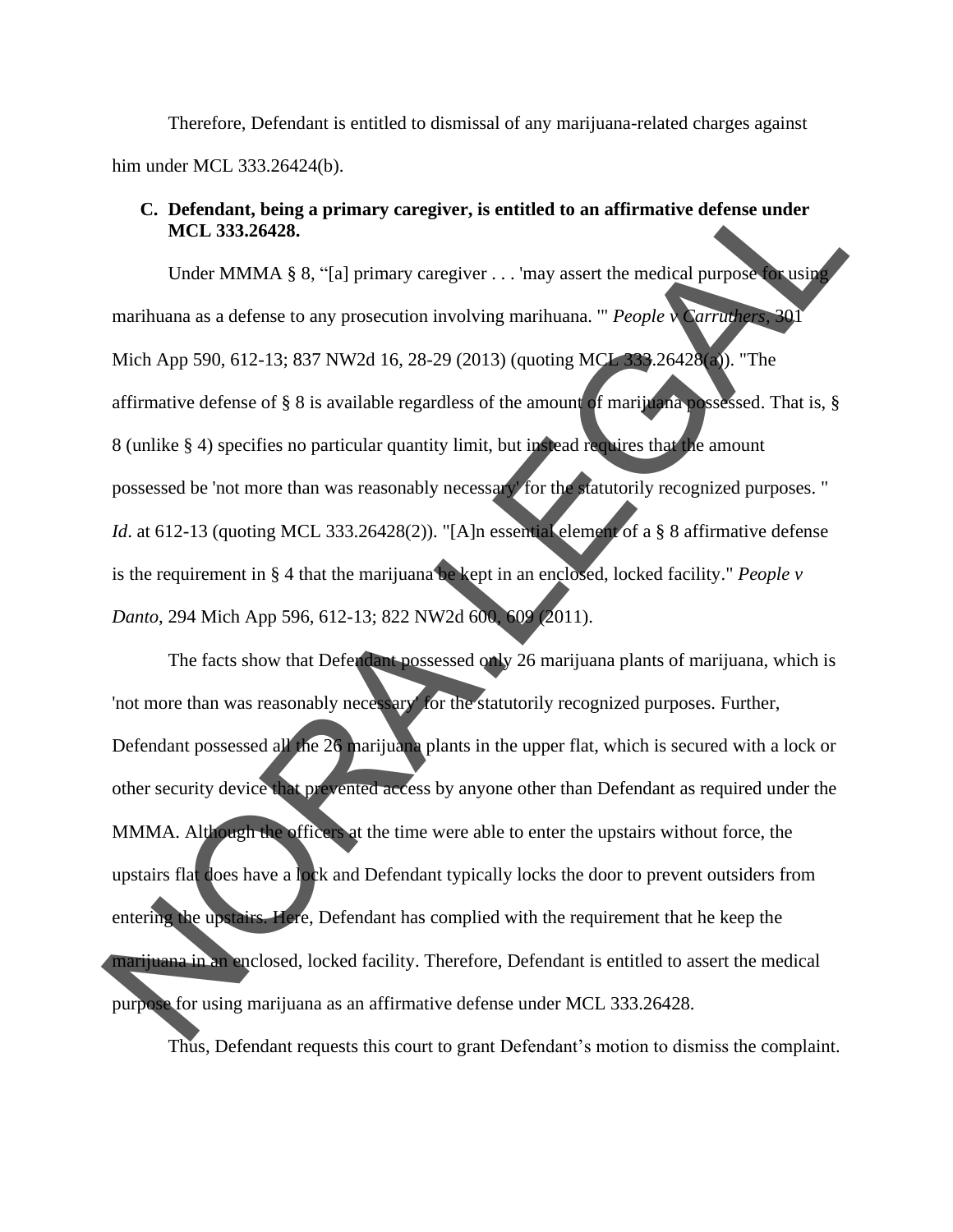Therefore, Defendant is entitled to dismissal of any marijuana-related charges against him under MCL 333.26424(b).

**C. Defendant, being a primary caregiver, is entitled to an affirmative defense under MCL 333.26428.**

Under MMMA § 8, "[a] primary caregiver . . . 'may assert the medical purpose for using marihuana as a defense to any prosecution involving marihuana. '" *People v Carruthers*, 301 Mich App 590, 612-13; 837 NW2d 16, 28-29 (2013) (quoting MCL 333.26428(a)). "The affirmative defense of § 8 is available regardless of the amount of marijuana possessed. That is, § 8 (unlike § 4) specifies no particular quantity limit, but instead requires that the amount possessed be 'not more than was reasonably necessary' for the statutorily recognized purposes. " *Id*. at 612-13 (quoting MCL 333.26428(2)). "[A]n essential element of a § 8 affirmative defense is the requirement in § 4 that the marijuana be kept in an enclosed, locked facility." *People v Danto*, 294 Mich App 596, 612-13; 822 NW2d 600, 609 (2011).

The facts show that Defendant possessed only 26 marijuana plants of marijuana, which is 'not more than was reasonably necessary' for the statutorily recognized purposes. Further, Defendant possessed all the 26 marijuana plants in the upper flat, which is secured with a lock or other security device that prevented access by anyone other than Defendant as required under the MMMA. Although the officers at the time were able to enter the upstairs without force, the upstairs flat does have a lock and Defendant typically locks the door to prevent outsiders from entering the upstairs. Here, Defendant has complied with the requirement that he keep the marijuana in an enclosed, locked facility. Therefore, Defendant is entitled to assert the medical purpose for using marijuana as an affirmative defense under MCL 333.26428.

Thus, Defendant requests this court to grant Defendant's motion to dismiss the complaint.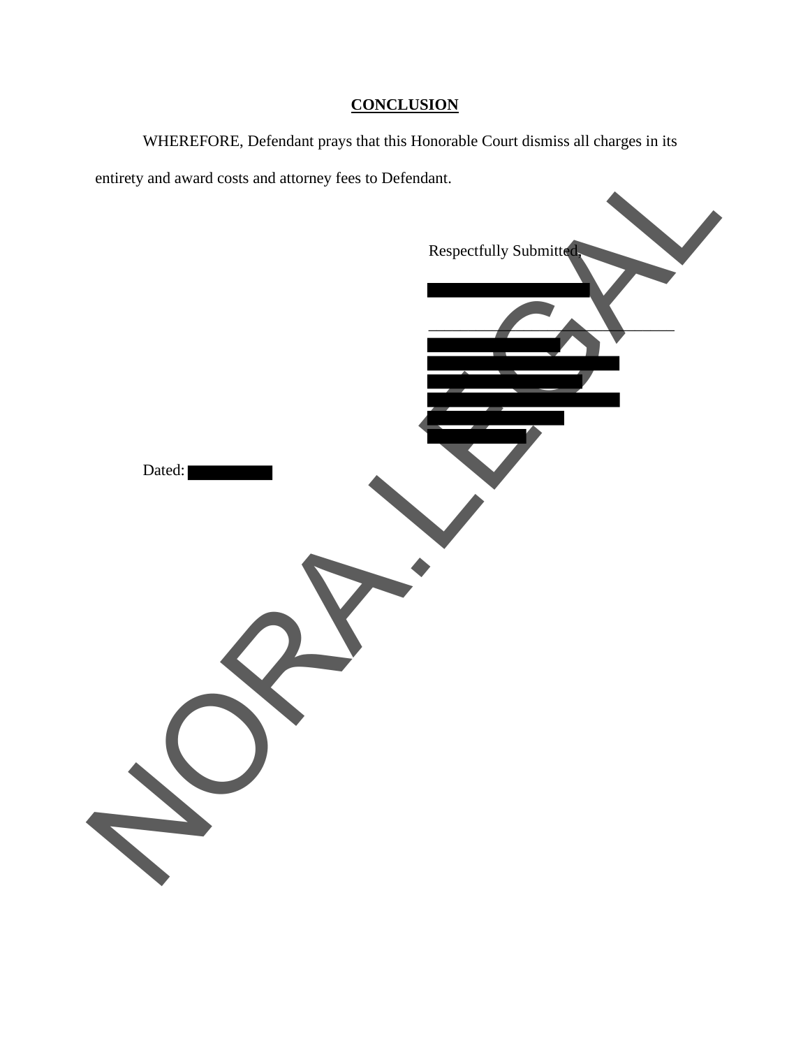## CONCLUSION

WHEREFORE, Defendant prays that this Honorable Court dismiss all charges in its entirety and award costs and attorney fees to Defendant.

Respectfully Submitted,

\_\_\_\_\_\_\_\_\_\_\_\_\_\_\_\_\_\_\_\_\_\_\_\_\_\_\_\_\_\_\_\_

Dated: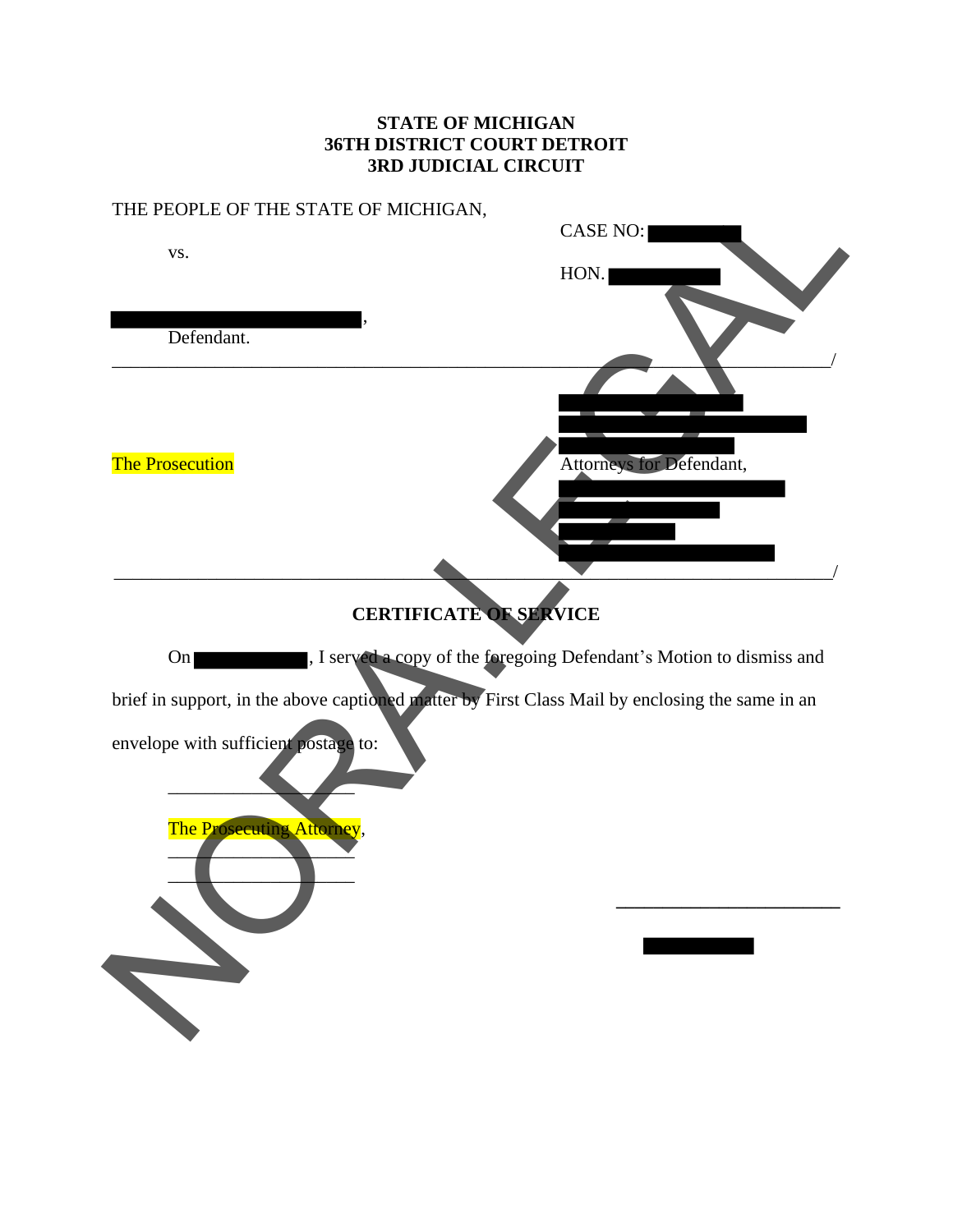**STATE OF MICHIGAN**
**36TH DISTRICT COURT DETROIT**
**3RD JUDICIAL CIRCUIT**

THE PEOPLE OF THE STATE OF MICHIGAN,

CASE NO:

vs.

HON.

,

Defendant.

_______________________________________________________________________________/

The Prosecution

Attorneys for Defendant,

_______________________________________________________________________________/

**CERTIFICATE OF SERVICE**

On , I served a copy of the foregoing Defendant's Motion to dismiss and brief in support, in the above captioned matter by First Class Mail by enclosing the same in an envelope with sufficient postage to:

____________________

The Prosecuting Attorney,

____________________

____________________

________________________